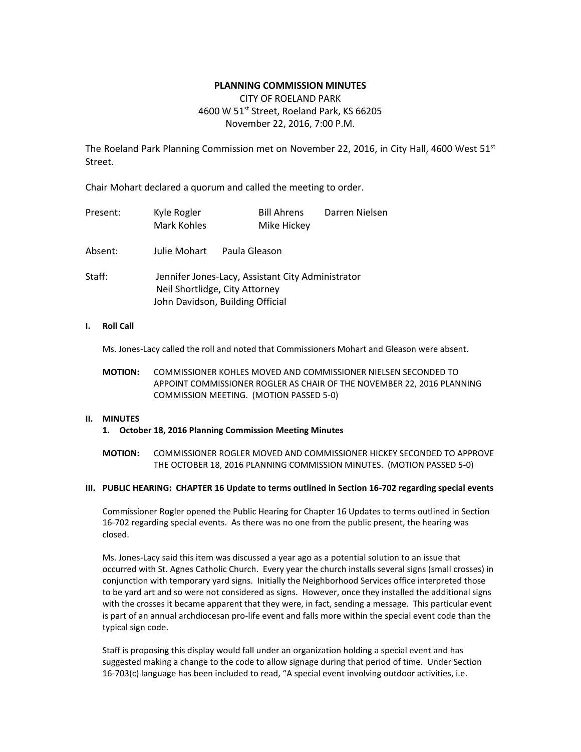**PLANNING COMMISSION MINUTES**

CITY OF ROELAND PARK
4600 W 51st Street, Roeland Park, KS 66205
November 22, 2016, 7:00 P.M.

The Roeland Park Planning Commission met on November 22, 2016, in City Hall, 4600 West 51st Street.

Chair Mohart declared a quorum and called the meeting to order.

| | | | |
|---|---|---|---|
| Present: | Kyle Rogler | Bill Ahrens | Darren Nielsen |
| | Mark Kohles | Mike Hickey | |

Absent: Julie Mohart Paula Gleason

Staff:
Jennifer Jones-Lacy, Assistant City Administrator
Neil Shortlidge, City Attorney
John Davidson, Building Official

**I. Roll Call**

Ms. Jones-Lacy called the roll and noted that Commissioners Mohart and Gleason were absent.

**MOTION:** COMMISSIONER KOHLES MOVED AND COMMISSIONER NIELSEN SECONDED TO APPOINT COMMISSIONER ROGLER AS CHAIR OF THE NOVEMBER 22, 2016 PLANNING COMMISSION MEETING. (MOTION PASSED 5-0)

**II. MINUTES**

**1. October 18, 2016 Planning Commission Meeting Minutes**

**MOTION:** COMMISSIONER ROGLER MOVED AND COMMISSIONER HICKEY SECONDED TO APPROVE THE OCTOBER 18, 2016 PLANNING COMMISSION MINUTES. (MOTION PASSED 5-0)

**III. PUBLIC HEARING: CHAPTER 16 Update to terms outlined in Section 16-702 regarding special events**

Commissioner Rogler opened the Public Hearing for Chapter 16 Updates to terms outlined in Section 16-702 regarding special events. As there was no one from the public present, the hearing was closed.

Ms. Jones-Lacy said this item was discussed a year ago as a potential solution to an issue that occurred with St. Agnes Catholic Church. Every year the church installs several signs (small crosses) in conjunction with temporary yard signs. Initially the Neighborhood Services office interpreted those to be yard art and so were not considered as signs. However, once they installed the additional signs with the crosses it became apparent that they were, in fact, sending a message. This particular event is part of an annual archdiocesan pro-life event and falls more within the special event code than the typical sign code.

Staff is proposing this display would fall under an organization holding a special event and has suggested making a change to the code to allow signage during that period of time. Under Section 16-703(c) language has been included to read, "A special event involving outdoor activities, i.e.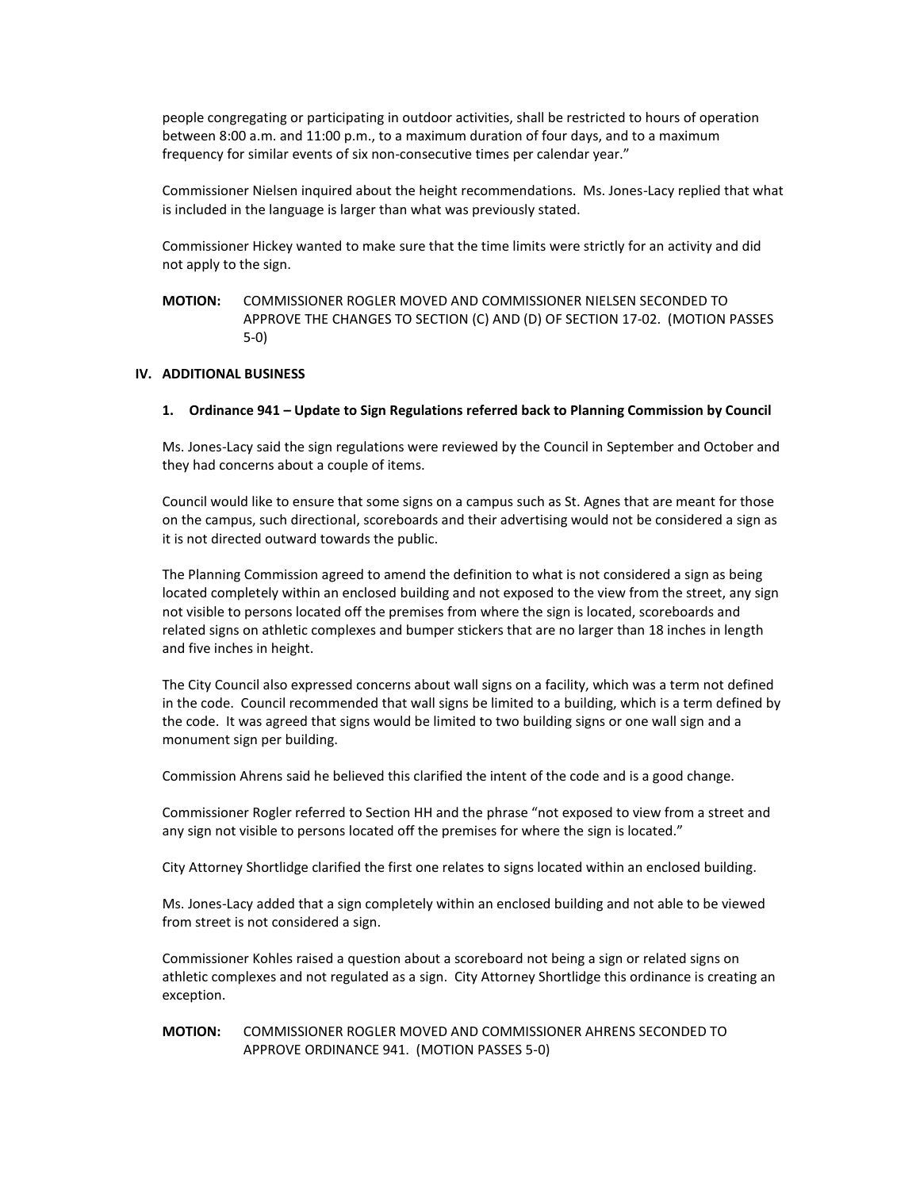people congregating or participating in outdoor activities, shall be restricted to hours of operation between 8:00 a.m. and 11:00 p.m., to a maximum duration of four days, and to a maximum frequency for similar events of six non-consecutive times per calendar year."

Commissioner Nielsen inquired about the height recommendations. Ms. Jones-Lacy replied that what is included in the language is larger than what was previously stated.

Commissioner Hickey wanted to make sure that the time limits were strictly for an activity and did not apply to the sign.

**MOTION:** COMMISSIONER ROGLER MOVED AND COMMISSIONER NIELSEN SECONDED TO APPROVE THE CHANGES TO SECTION (C) AND (D) OF SECTION 17-02. (MOTION PASSES 5-0)

## IV. ADDITIONAL BUSINESS

### 1. Ordinance 941 – Update to Sign Regulations referred back to Planning Commission by Council

Ms. Jones-Lacy said the sign regulations were reviewed by the Council in September and October and they had concerns about a couple of items.

Council would like to ensure that some signs on a campus such as St. Agnes that are meant for those on the campus, such directional, scoreboards and their advertising would not be considered a sign as it is not directed outward towards the public.

The Planning Commission agreed to amend the definition to what is not considered a sign as being located completely within an enclosed building and not exposed to the view from the street, any sign not visible to persons located off the premises from where the sign is located, scoreboards and related signs on athletic complexes and bumper stickers that are no larger than 18 inches in length and five inches in height.

The City Council also expressed concerns about wall signs on a facility, which was a term not defined in the code. Council recommended that wall signs be limited to a building, which is a term defined by the code. It was agreed that signs would be limited to two building signs or one wall sign and a monument sign per building.

Commission Ahrens said he believed this clarified the intent of the code and is a good change.

Commissioner Rogler referred to Section HH and the phrase "not exposed to view from a street and any sign not visible to persons located off the premises for where the sign is located."

City Attorney Shortlidge clarified the first one relates to signs located within an enclosed building.

Ms. Jones-Lacy added that a sign completely within an enclosed building and not able to be viewed from street is not considered a sign.

Commissioner Kohles raised a question about a scoreboard not being a sign or related signs on athletic complexes and not regulated as a sign. City Attorney Shortlidge this ordinance is creating an exception.

**MOTION:** COMMISSIONER ROGLER MOVED AND COMMISSIONER AHRENS SECONDED TO APPROVE ORDINANCE 941. (MOTION PASSES 5-0)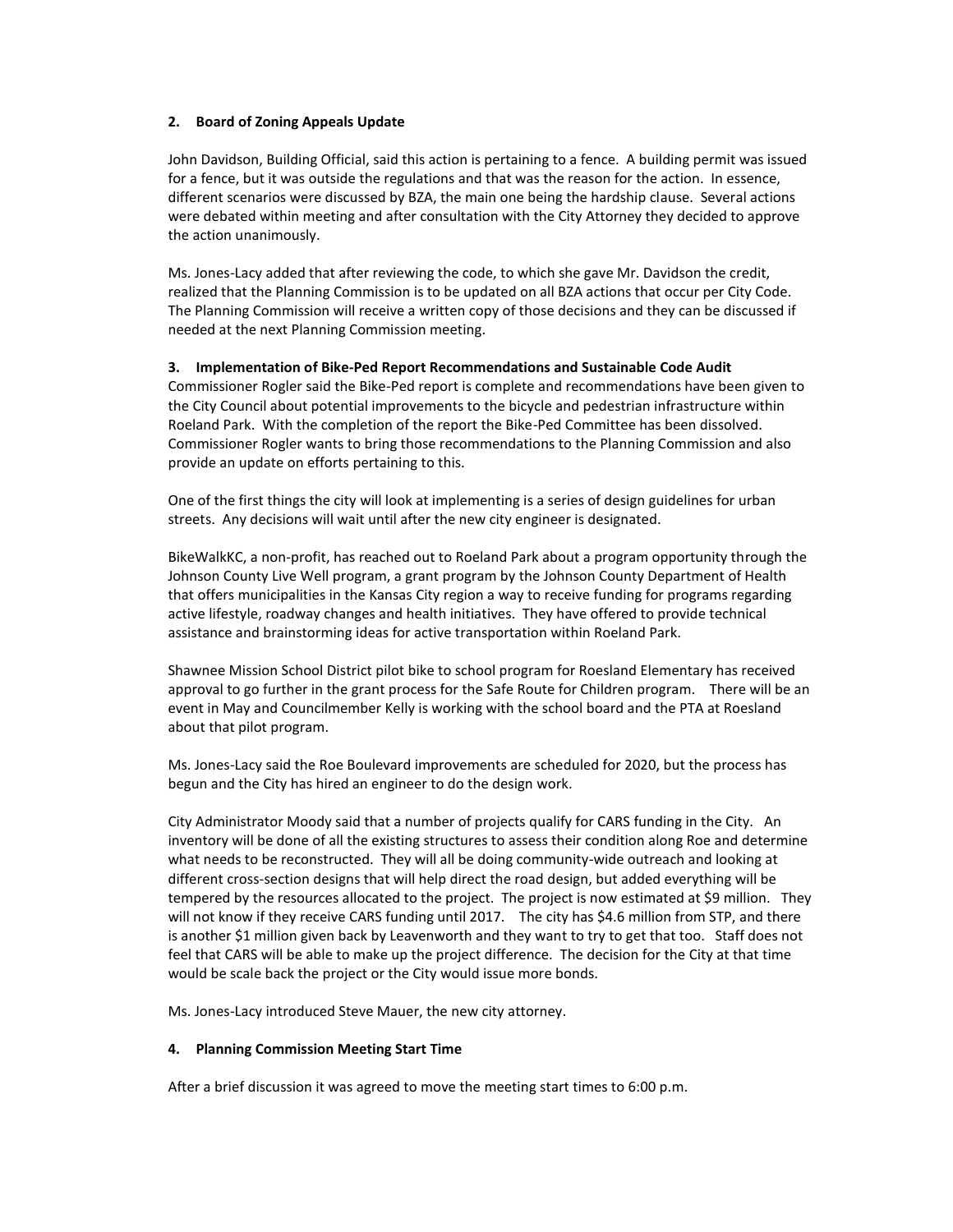### 2. Board of Zoning Appeals Update

John Davidson, Building Official, said this action is pertaining to a fence. A building permit was issued for a fence, but it was outside the regulations and that was the reason for the action. In essence, different scenarios were discussed by BZA, the main one being the hardship clause. Several actions were debated within meeting and after consultation with the City Attorney they decided to approve the action unanimously.

Ms. Jones-Lacy added that after reviewing the code, to which she gave Mr. Davidson the credit, realized that the Planning Commission is to be updated on all BZA actions that occur per City Code. The Planning Commission will receive a written copy of those decisions and they can be discussed if needed at the next Planning Commission meeting.

### 3. Implementation of Bike-Ped Report Recommendations and Sustainable Code Audit

Commissioner Rogler said the Bike-Ped report is complete and recommendations have been given to the City Council about potential improvements to the bicycle and pedestrian infrastructure within Roeland Park. With the completion of the report the Bike-Ped Committee has been dissolved. Commissioner Rogler wants to bring those recommendations to the Planning Commission and also provide an update on efforts pertaining to this.

One of the first things the city will look at implementing is a series of design guidelines for urban streets. Any decisions will wait until after the new city engineer is designated.

BikeWalkKC, a non-profit, has reached out to Roeland Park about a program opportunity through the Johnson County Live Well program, a grant program by the Johnson County Department of Health that offers municipalities in the Kansas City region a way to receive funding for programs regarding active lifestyle, roadway changes and health initiatives. They have offered to provide technical assistance and brainstorming ideas for active transportation within Roeland Park.

Shawnee Mission School District pilot bike to school program for Roesland Elementary has received approval to go further in the grant process for the Safe Route for Children program. There will be an event in May and Councilmember Kelly is working with the school board and the PTA at Roesland about that pilot program.

Ms. Jones-Lacy said the Roe Boulevard improvements are scheduled for 2020, but the process has begun and the City has hired an engineer to do the design work.

City Administrator Moody said that a number of projects qualify for CARS funding in the City. An inventory will be done of all the existing structures to assess their condition along Roe and determine what needs to be reconstructed. They will all be doing community-wide outreach and looking at different cross-section designs that will help direct the road design, but added everything will be tempered by the resources allocated to the project. The project is now estimated at $9 million. They will not know if they receive CARS funding until 2017. The city has $4.6 million from STP, and there is another $1 million given back by Leavenworth and they want to try to get that too. Staff does not feel that CARS will be able to make up the project difference. The decision for the City at that time would be scale back the project or the City would issue more bonds.

Ms. Jones-Lacy introduced Steve Mauer, the new city attorney.

### 4. Planning Commission Meeting Start Time

After a brief discussion it was agreed to move the meeting start times to 6:00 p.m.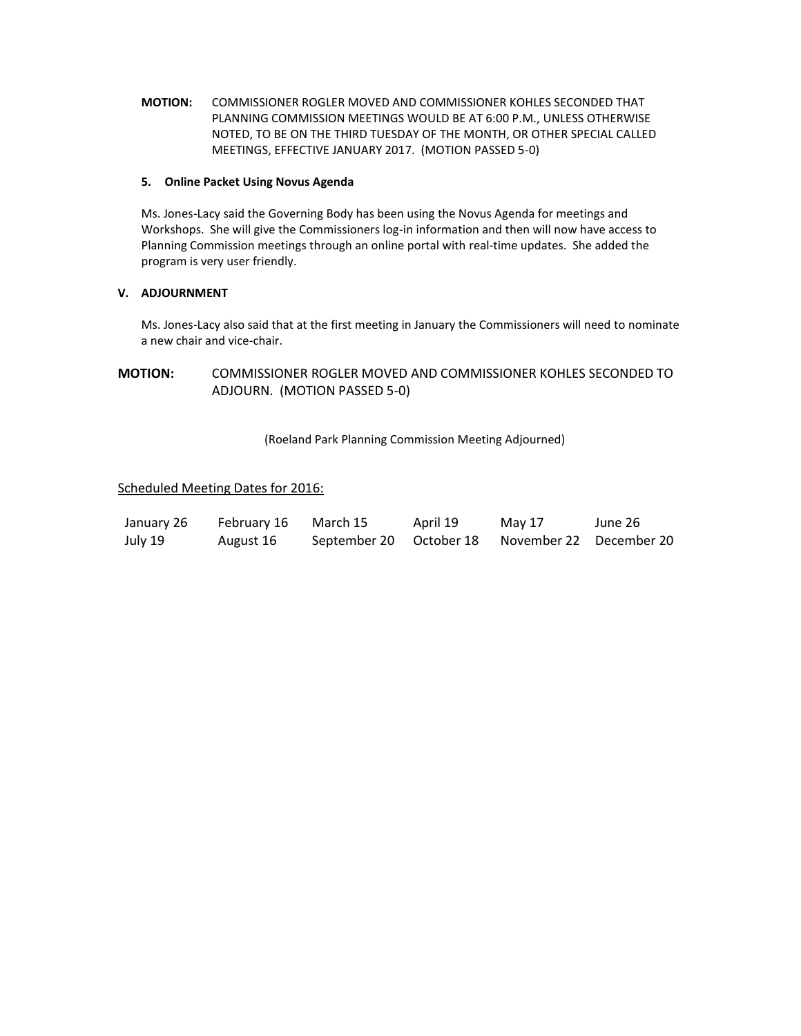**MOTION:** COMMISSIONER ROGLER MOVED AND COMMISSIONER KOHLES SECONDED THAT PLANNING COMMISSION MEETINGS WOULD BE AT 6:00 P.M., UNLESS OTHERWISE NOTED, TO BE ON THE THIRD TUESDAY OF THE MONTH, OR OTHER SPECIAL CALLED MEETINGS, EFFECTIVE JANUARY 2017. (MOTION PASSED 5-0)

**5. Online Packet Using Novus Agenda**

Ms. Jones-Lacy said the Governing Body has been using the Novus Agenda for meetings and Workshops. She will give the Commissioners log-in information and then will now have access to Planning Commission meetings through an online portal with real-time updates. She added the program is very user friendly.

**V. ADJOURNMENT**

Ms. Jones-Lacy also said that at the first meeting in January the Commissioners will need to nominate a new chair and vice-chair.

**MOTION:** COMMISSIONER ROGLER MOVED AND COMMISSIONER KOHLES SECONDED TO ADJOURN. (MOTION PASSED 5-0)

(Roeland Park Planning Commission Meeting Adjourned)

Scheduled Meeting Dates for 2016:

| | | | | | |
|---|---|---|---|---|---|
| January 26 | February 16 | March 15 | April 19 | May 17 | June 26 |
| July 19 | August 16 | September 20 | October 18 | November 22 | December 20 |